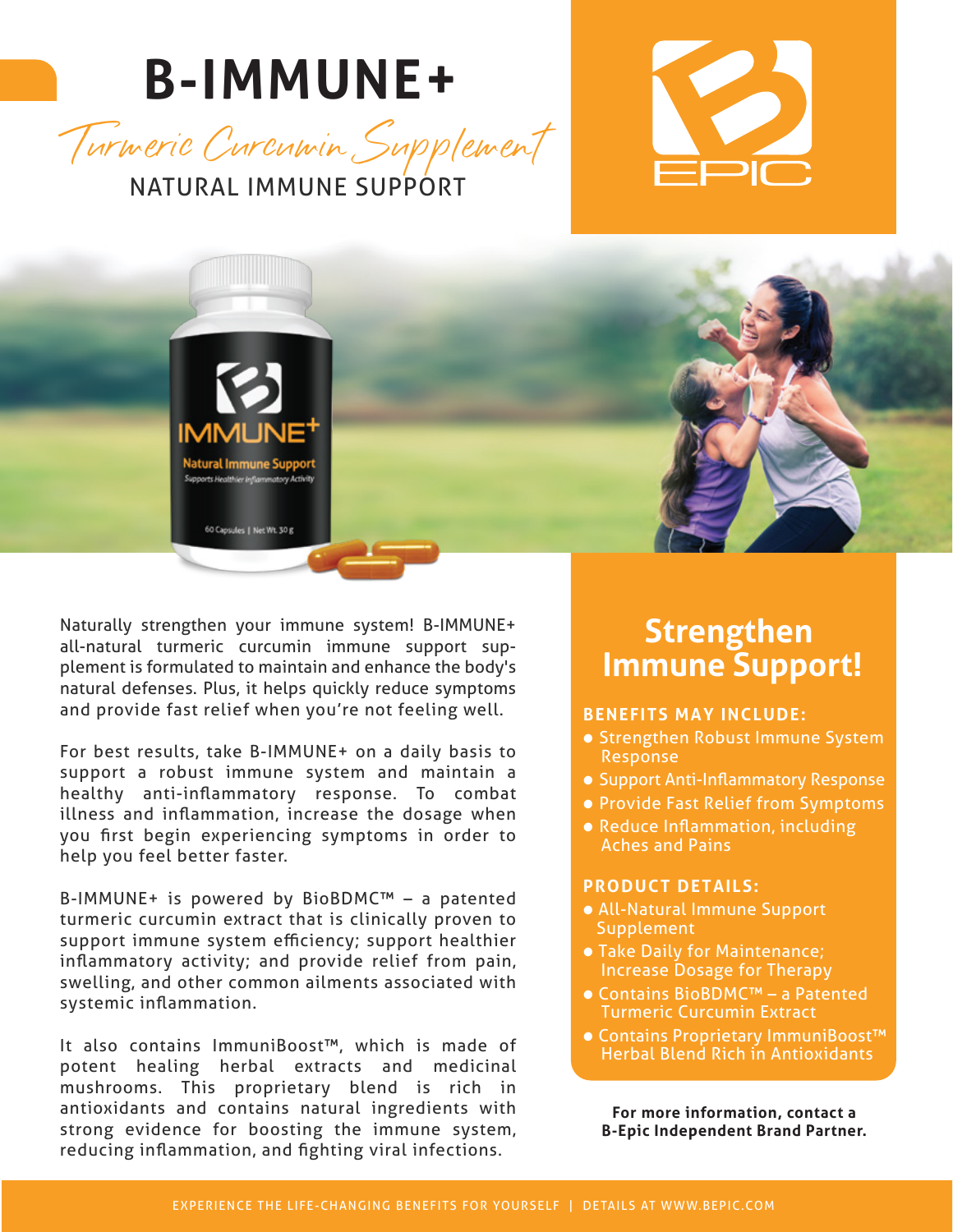# B-IMMUNE+

*Turmeric Curcumin Supplement*

NATURAL IMMUNE SUPPORT

Naturally strengthen your immune system! B-IMMUNE+ all-natural turmeric curcumin immune support supplement is formulated to maintain and enhance the body's natural defenses. Plus, it helps quickly reduce symptoms and provide fast relief when you're not feeling well.

For best results, take B-IMMUNE+ on a daily basis to support a robust immune system and maintain a healthy anti-inflammatory response. To combat illness and inflammation, increase the dosage when you first begin experiencing symptoms in order to help you feel better faster.

B-IMMUNE+ is powered by BioBDMC™ – a patented turmeric curcumin extract that is clinically proven to support immune system efficiency; support healthier inflammatory activity; and provide relief from pain, swelling, and other common ailments associated with systemic inflammation.

It also contains ImmuniBoost™, which is made of potent healing herbal extracts and medicinal mushrooms. This proprietary blend is rich in antioxidants and contains natural ingredients with strong evidence for boosting the immune system, reducing inflammation, and fighting viral infections.

## Strengthen Immune Support!

**BENEFITS MAY INCLUDE:**

- Strengthen Robust Immune System Response
- Support Anti-Inflammatory Response
- Provide Fast Relief from Symptoms
- Reduce Inflammation, including Aches and Pains

**PRODUCT DETAILS:**

- All-Natural Immune Support Supplement
- Take Daily for Maintenance; Increase Dosage for Therapy
- Contains BioBDMC™ – a Patented Turmeric Curcumin Extract
- Contains Proprietary ImmuniBoost™ Herbal Blend Rich in Antioxidants

**For more information, contact a B-Epic Independent Brand Partner.**

EXPERIENCE THE LIFE-CHANGING BENEFITS FOR YOURSELF | DETAILS AT WWW.BEPIC.COM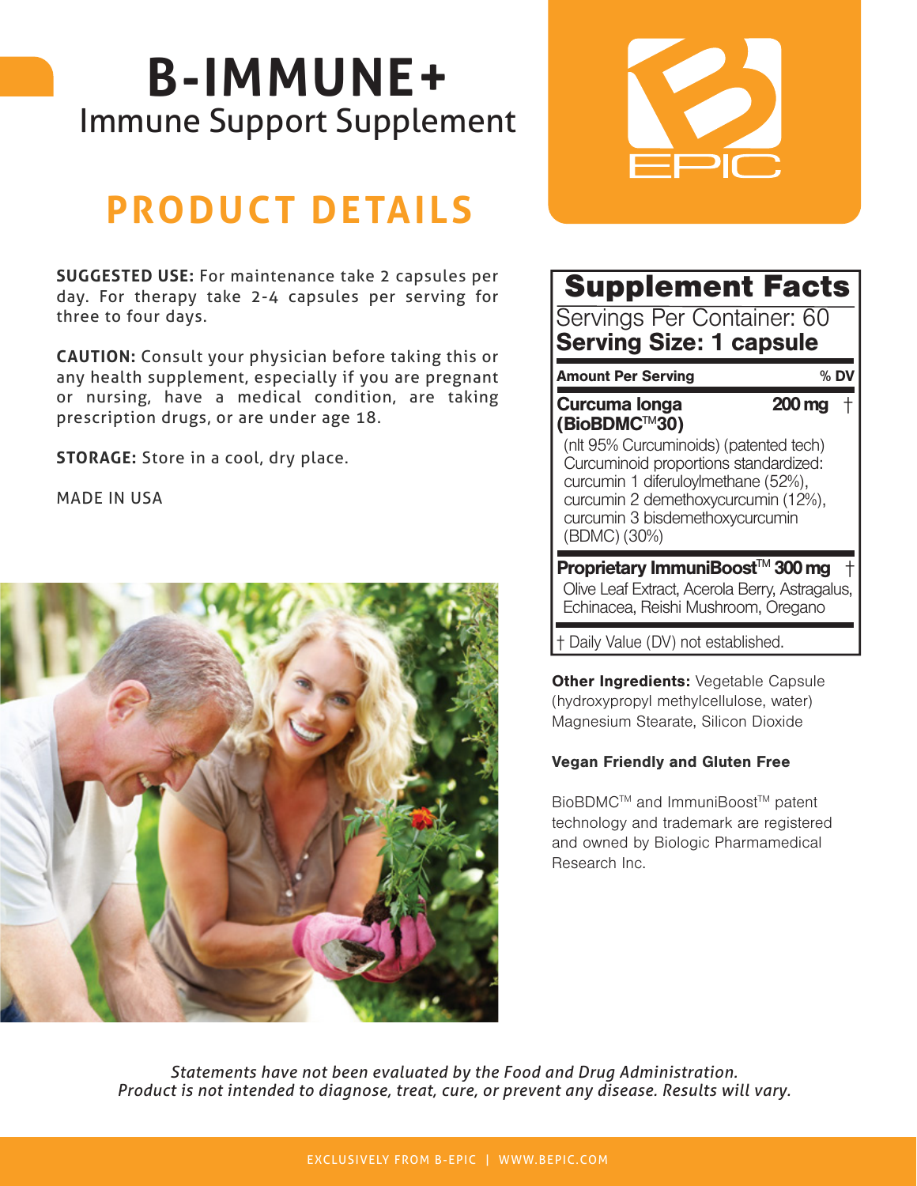# B-IMMUNE+

Immune Support Supplement

## PRODUCT DETAILS

**SUGGESTED USE:** For maintenance take 2 capsules per day. For therapy take 2-4 capsules per serving for three to four days.

**CAUTION:** Consult your physician before taking this or any health supplement, especially if you are pregnant or nursing, have a medical condition, are taking prescription drugs, or are under age 18.

**STORAGE:** Store in a cool, dry place.

MADE IN USA

## Supplement Facts

Servings Per Container: 60

**Serving Size: 1 capsule**

| Amount Per Serving | | % DV |
|---|---|---|
| **Curcuma longa (BioBDMC™30)** (nlt 95% Curcuminoids) (patented tech) Curcuminoid proportions standardized: curcumin 1 diferuloylmethane (52%), curcumin 2 demethoxycurcumin (12%), curcumin 3 bisdemethoxycurcumin (BDMC) (30%) | **200 mg** | † |
| **Proprietary ImmuniBoost™** Olive Leaf Extract, Acerola Berry, Astragalus, Echinacea, Reishi Mushroom, Oregano | **300 mg** | † |

† Daily Value (DV) not established.

**Other Ingredients:** Vegetable Capsule (hydroxypropyl methylcellulose, water) Magnesium Stearate, Silicon Dioxide

**Vegan Friendly and Gluten Free**

BioBDMC™ and ImmuniBoost™ patent technology and trademark are registered and owned by Biologic Pharmamedical Research Inc.

*Statements have not been evaluated by the Food and Drug Administration. Product is not intended to diagnose, treat, cure, or prevent any disease. Results will vary.*

EXCLUSIVELY FROM B-EPIC | WWW.BEPIC.COM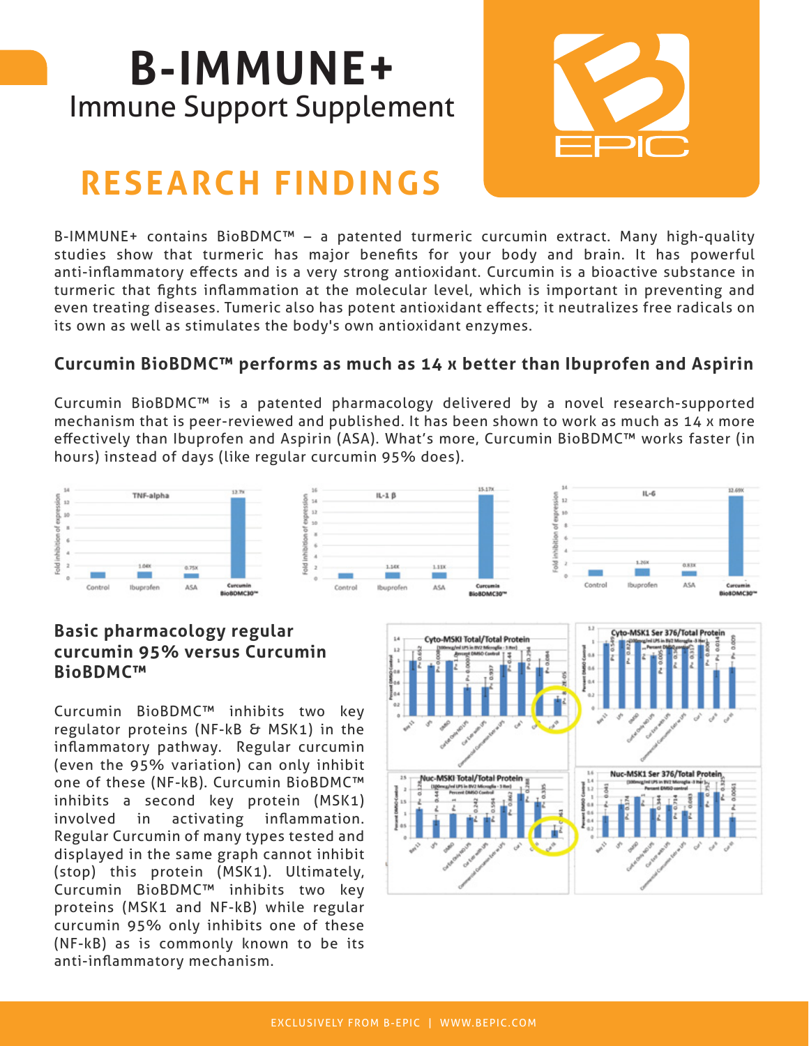# B-IMMUNE+

Immune Support Supplement

## RESEARCH FINDINGS

B-IMMUNE+ contains BioBDMC™ – a patented turmeric curcumin extract. Many high-quality studies show that turmeric has major benefits for your body and brain. It has powerful anti-inflammatory effects and is a very strong antioxidant. Curcumin is a bioactive substance in turmeric that fights inflammation at the molecular level, which is important in preventing and even treating diseases. Tumeric also has potent antioxidant effects; it neutralizes free radicals on its own as well as stimulates the body's own antioxidant enzymes.

### Curcumin BioBDMC™ performs as much as 14 x better than Ibuprofen and Aspirin

Curcumin BioBDMC™ is a patented pharmacology delivered by a novel research-supported mechanism that is peer-reviewed and published. It has been shown to work as much as 14 x more effectively than Ibuprofen and Aspirin (ASA). What's more, Curcumin BioBDMC™ works faster (in hours) instead of days (like regular curcumin 95% does).

TNF-alpha
Fold inhibition of expression
Control
Ibuprofen 1.04X
ASA 0.75X
Curcumin BioBDMC30™ 13.7X

IL-1 β
Fold inhibition of expression
Control
Ibuprofen 1.14X
ASA 1.11X
Curcumin BioBDMC30™ 15.17X

IL-6
Fold inhibition of expression
Control
Ibuprofen 1.26X
ASA 0.83X
Curcumin BioBDMC30™ 12.69X

### Basic pharmacology regular curcumin 95% versus Curcumin BioBDMC™

Curcumin BioBDMC™ inhibits two key regulator proteins (NF-kB & MSK1) in the inflammatory pathway. Regular curcumin (even the 95% variation) can only inhibit one of these (NF-kB). Curcumin BioBDMC™ inhibits a second key protein (MSK1) involved in activating inflammation. Regular Curcumin of many types tested and displayed in the same graph cannot inhibit (stop) this protein (MSK1). Ultimately, Curcumin BioBDMC™ inhibits two key proteins (MSK1 and NF-kB) while regular curcumin 95% only inhibits one of these (NF-kB) as is commonly known to be its anti-inflammatory mechanism.

Cyto-MSKI Total/Total Protein

Cyto-MSK1 Ser 376/Total Protein

Nuc-MSKI Total/Total Protein

Nuc-MSK1 Ser 376/Total Protein

EXCLUSIVELY FROM B-EPIC | WWW.BEPIC.COM